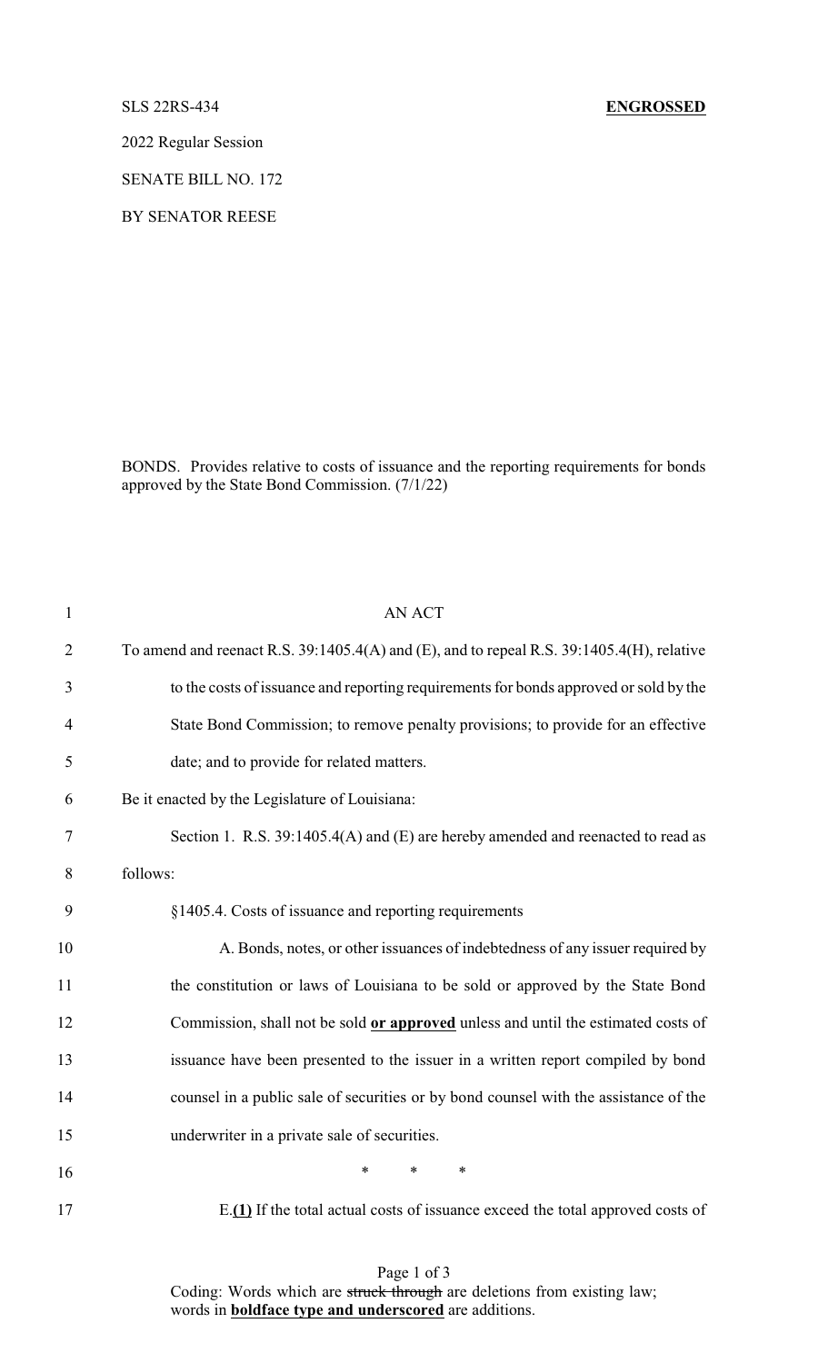SLS 22RS-434 **ENGROSSED**

2022 Regular Session

SENATE BILL NO. 172

BY SENATOR REESE

BONDS. Provides relative to costs of issuance and the reporting requirements for bonds approved by the State Bond Commission. (7/1/22)

AN ACT

To amend and reenact R.S. 39:1405.4(A) and (E), and to repeal R.S. 39:1405.4(H), relative to the costs of issuance and reporting requirements for bonds approved or sold by the State Bond Commission; to remove penalty provisions; to provide for an effective date; and to provide for related matters.

Be it enacted by the Legislature of Louisiana:

Section 1. R.S. 39:1405.4(A) and (E) are hereby amended and reenacted to read as follows:

§1405.4. Costs of issuance and reporting requirements

A. Bonds, notes, or other issuances of indebtedness of any issuer required by the constitution or laws of Louisiana to be sold or approved by the State Bond Commission, shall not be sold **or approved** unless and until the estimated costs of issuance have been presented to the issuer in a written report compiled by bond counsel in a public sale of securities or by bond counsel with the assistance of the underwriter in a private sale of securities.

\* \* \*

E.**(1)** If the total actual costs of issuance exceed the total approved costs of

Coding: Words which are ~~struck through~~ are deletions from existing law; words in **boldface type and underscored** are additions.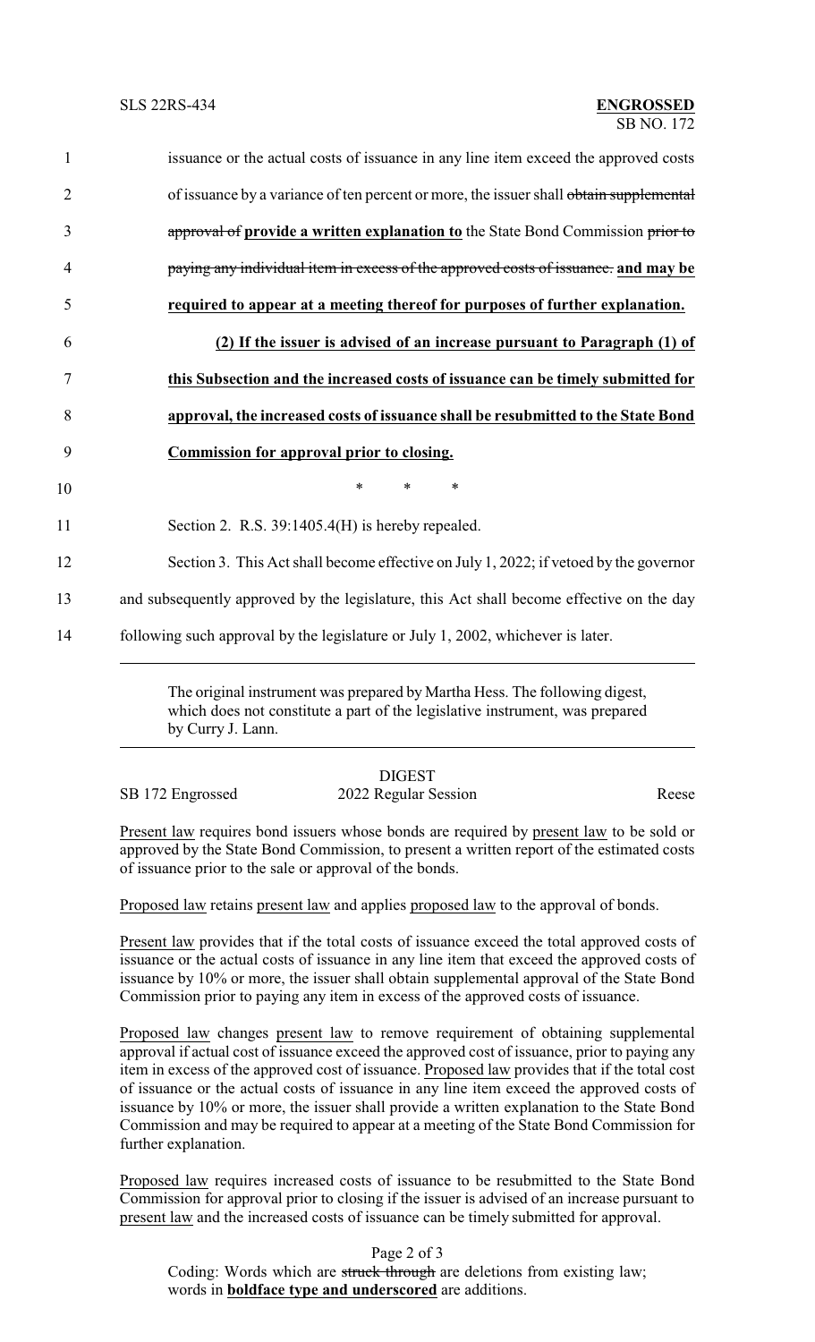issuance or the actual costs of issuance in any line item exceed the approved costs of issuance by a variance of ten percent or more, the issuer shall ~~obtain supplemental approval of~~ **provide a written explanation to** the State Bond Commission ~~prior to paying any individual item in excess of the approved costs of issuance.~~ **and may be required to appear at a meeting thereof for purposes of further explanation.**

**(2) If the issuer is advised of an increase pursuant to Paragraph (1) of this Subsection and the increased costs of issuance can be timely submitted for approval, the increased costs of issuance shall be resubmitted to the State Bond Commission for approval prior to closing.**

\* \* \*

Section 2. R.S. 39:1405.4(H) is hereby repealed.

Section 3. This Act shall become effective on July 1, 2022; if vetoed by the governor and subsequently approved by the legislature, this Act shall become effective on the day following such approval by the legislature or July 1, 2002, whichever is later.

---

The original instrument was prepared by Martha Hess. The following digest, which does not constitute a part of the legislative instrument, was prepared by Curry J. Lann.

---

DIGEST

SB 172 Engrossed 2022 Regular Session Reese

Present law requires bond issuers whose bonds are required by present law to be sold or approved by the State Bond Commission, to present a written report of the estimated costs of issuance prior to the sale or approval of the bonds.

Proposed law retains present law and applies proposed law to the approval of bonds.

Present law provides that if the total costs of issuance exceed the total approved costs of issuance or the actual costs of issuance in any line item that exceed the approved costs of issuance by 10% or more, the issuer shall obtain supplemental approval of the State Bond Commission prior to paying any item in excess of the approved costs of issuance.

Proposed law changes present law to remove requirement of obtaining supplemental approval if actual cost of issuance exceed the approved cost of issuance, prior to paying any item in excess of the approved cost of issuance. Proposed law provides that if the total cost of issuance or the actual costs of issuance in any line item exceed the approved costs of issuance by 10% or more, the issuer shall provide a written explanation to the State Bond Commission and may be required to appear at a meeting of the State Bond Commission for further explanation.

Proposed law requires increased costs of issuance to be resubmitted to the State Bond Commission for approval prior to closing if the issuer is advised of an increase pursuant to present law and the increased costs of issuance can be timely submitted for approval.

Coding: Words which are ~~struck through~~ are deletions from existing law; words in **boldface type and underscored** are additions.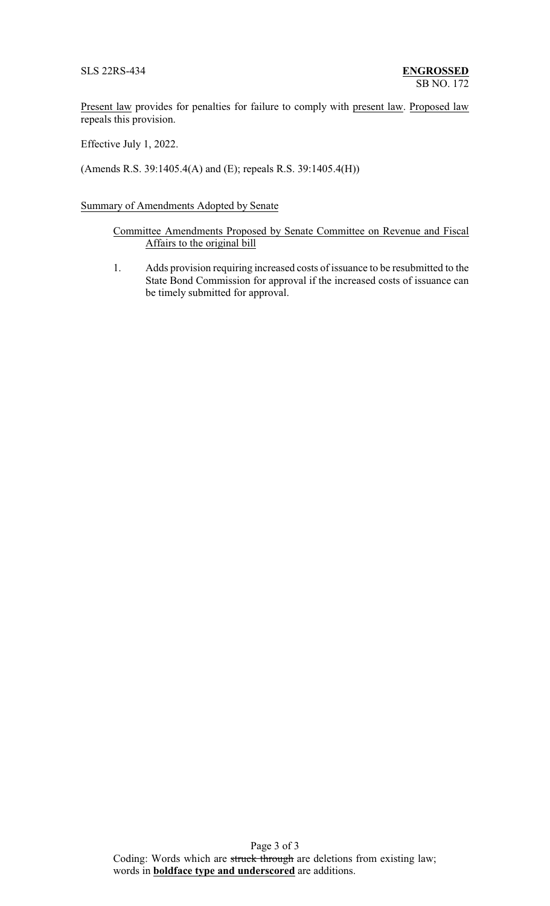Present law provides for penalties for failure to comply with present law. Proposed law repeals this provision.

Effective July 1, 2022.

(Amends R.S. 39:1405.4(A) and (E); repeals R.S. 39:1405.4(H))

Summary of Amendments Adopted by Senate

Committee Amendments Proposed by Senate Committee on Revenue and Fiscal Affairs to the original bill

1. Adds provision requiring increased costs of issuance to be resubmitted to the State Bond Commission for approval if the increased costs of issuance can be timely submitted for approval.